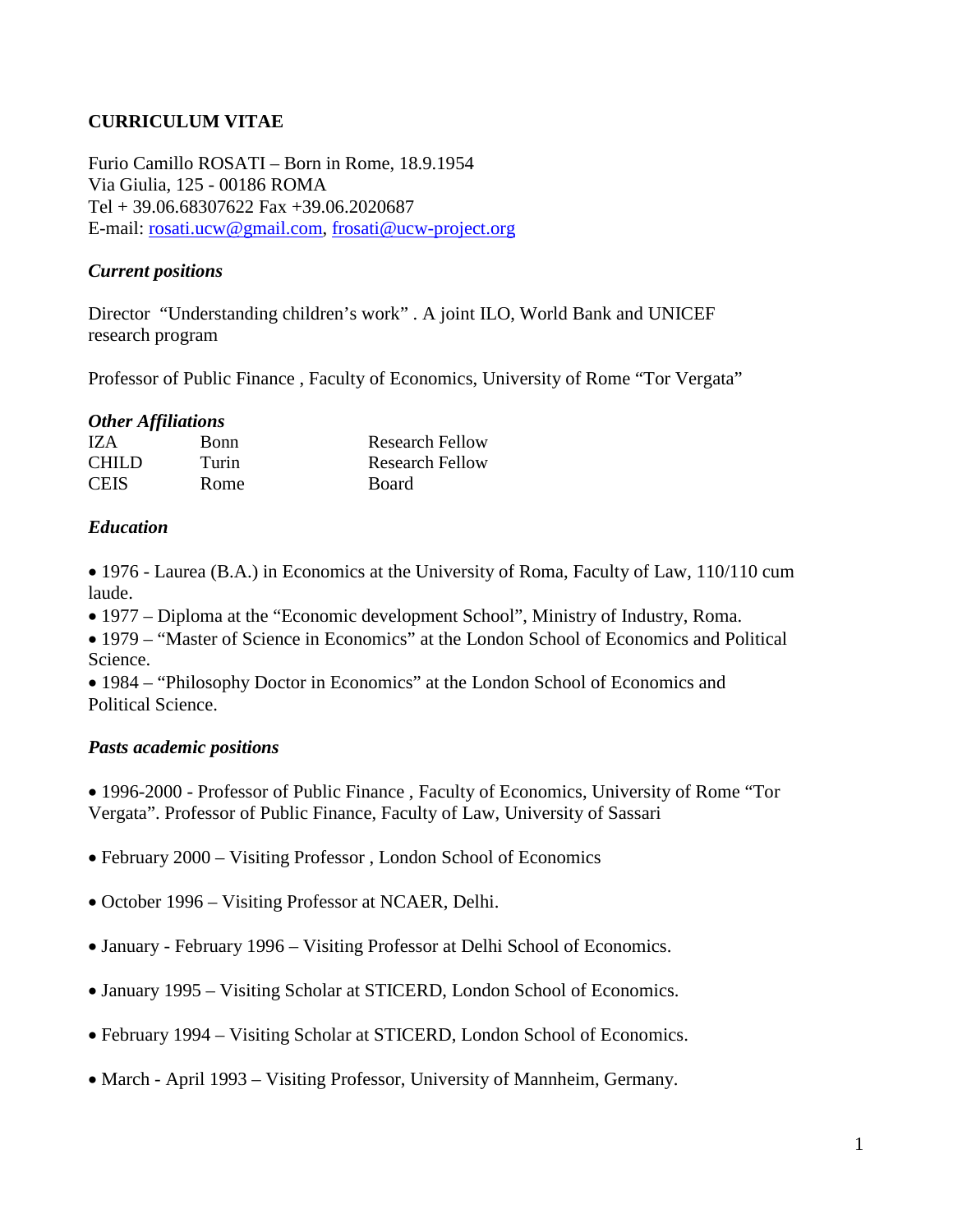**CURRICULUM VITAE**

Furio Camillo ROSATI – Born in Rome, 18.9.1954
Via Giulia, 125 - 00186 ROMA
Tel + 39.06.68307622 Fax +39.06.2020687
E-mail: rosati.ucw@gmail.com, frosati@ucw-project.org

### *Current positions*

Director "Understanding children's work" . A joint ILO, World Bank and UNICEF research program

Professor of Public Finance , Faculty of Economics, University of Rome "Tor Vergata"

### *Other Affiliations*

| | | |
|---|---|---|
| IZA | Bonn | Research Fellow |
| CHILD | Turin | Research Fellow |
| CEIS | Rome | Board |

### *Education*

- 1976 - Laurea (B.A.) in Economics at the University of Roma, Faculty of Law, 110/110 cum laude.
- 1977 – Diploma at the "Economic development School", Ministry of Industry, Roma.
- 1979 – "Master of Science in Economics" at the London School of Economics and Political Science.
- 1984 – "Philosophy Doctor in Economics" at the London School of Economics and Political Science.

### *Pasts academic positions*

- 1996-2000 - Professor of Public Finance , Faculty of Economics, University of Rome "Tor Vergata". Professor of Public Finance, Faculty of Law, University of Sassari
- February 2000 – Visiting Professor , London School of Economics
- October 1996 – Visiting Professor at NCAER, Delhi.
- January - February 1996 – Visiting Professor at Delhi School of Economics.
- January 1995 – Visiting Scholar at STICERD, London School of Economics.
- February 1994 – Visiting Scholar at STICERD, London School of Economics.
- March - April 1993 – Visiting Professor, University of Mannheim, Germany.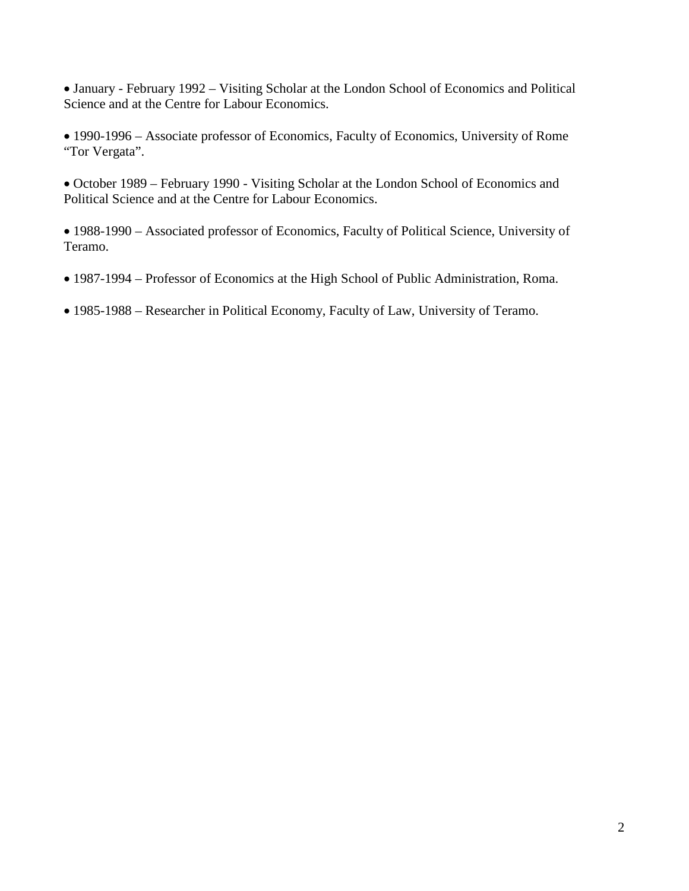- January - February 1992 – Visiting Scholar at the London School of Economics and Political Science and at the Centre for Labour Economics.

- 1990-1996 – Associate professor of Economics, Faculty of Economics, University of Rome "Tor Vergata".

- October 1989 – February 1990 - Visiting Scholar at the London School of Economics and Political Science and at the Centre for Labour Economics.

- 1988-1990 – Associated professor of Economics, Faculty of Political Science, University of Teramo.

- 1987-1994 – Professor of Economics at the High School of Public Administration, Roma.

- 1985-1988 – Researcher in Political Economy, Faculty of Law, University of Teramo.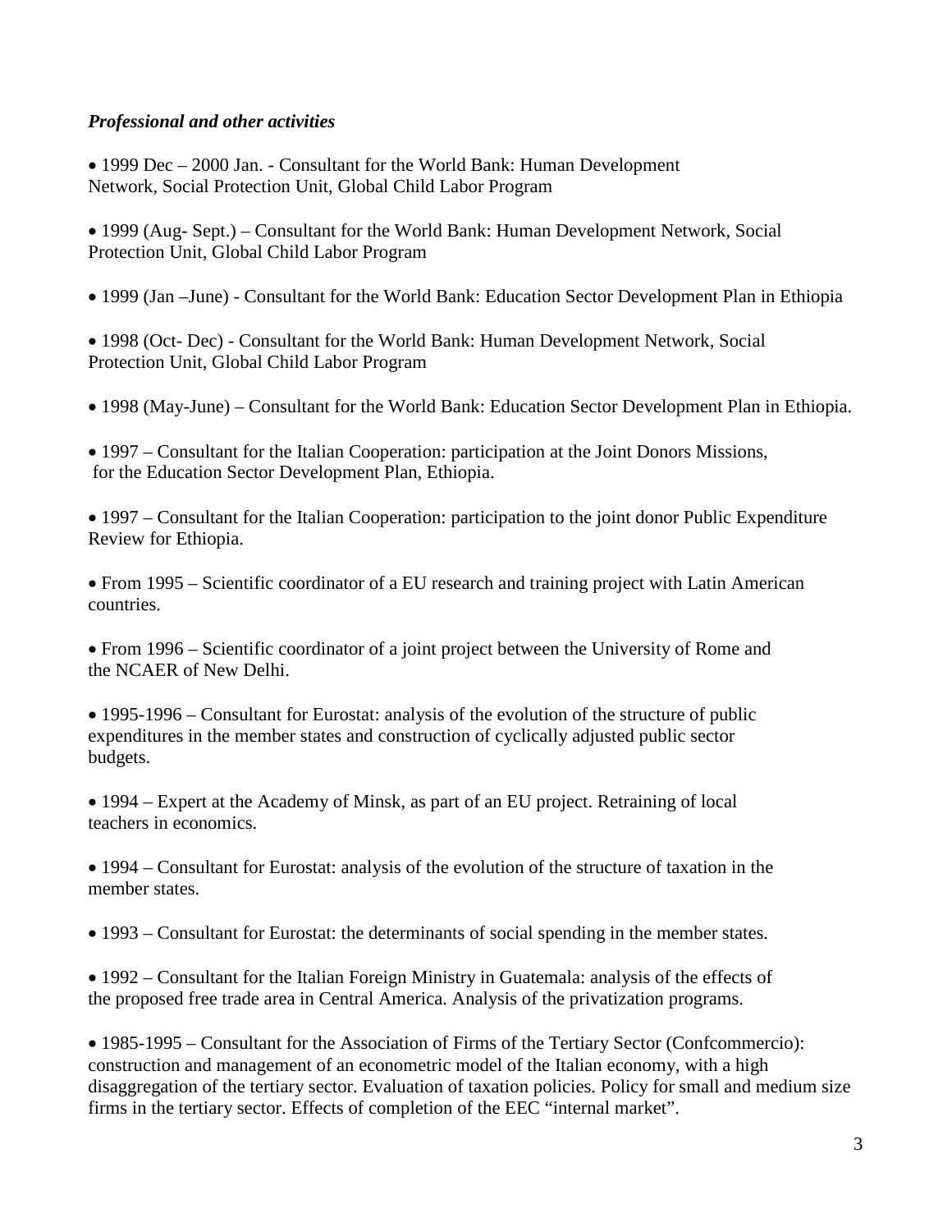***Professional and other activities***

- 1999 Dec – 2000 Jan. - Consultant for the World Bank: Human Development Network, Social Protection Unit, Global Child Labor Program

- 1999 (Aug- Sept.) – Consultant for the World Bank: Human Development Network, Social Protection Unit, Global Child Labor Program

- 1999 (Jan –June) - Consultant for the World Bank: Education Sector Development Plan in Ethiopia

- 1998 (Oct- Dec) - Consultant for the World Bank: Human Development Network, Social Protection Unit, Global Child Labor Program

- 1998 (May-June) – Consultant for the World Bank: Education Sector Development Plan in Ethiopia.

- 1997 – Consultant for the Italian Cooperation: participation at the Joint Donors Missions, for the Education Sector Development Plan, Ethiopia.

- 1997 – Consultant for the Italian Cooperation: participation to the joint donor Public Expenditure Review for Ethiopia.

- From 1995 – Scientific coordinator of a EU research and training project with Latin American countries.

- From 1996 – Scientific coordinator of a joint project between the University of Rome and the NCAER of New Delhi.

- 1995-1996 – Consultant for Eurostat: analysis of the evolution of the structure of public expenditures in the member states and construction of cyclically adjusted public sector budgets.

- 1994 – Expert at the Academy of Minsk, as part of an EU project. Retraining of local teachers in economics.

- 1994 – Consultant for Eurostat: analysis of the evolution of the structure of taxation in the member states.

- 1993 – Consultant for Eurostat: the determinants of social spending in the member states.

- 1992 – Consultant for the Italian Foreign Ministry in Guatemala: analysis of the effects of the proposed free trade area in Central America. Analysis of the privatization programs.

- 1985-1995 – Consultant for the Association of Firms of the Tertiary Sector (Confcommercio): construction and management of an econometric model of the Italian economy, with a high disaggregation of the tertiary sector. Evaluation of taxation policies. Policy for small and medium size firms in the tertiary sector. Effects of completion of the EEC “internal market”.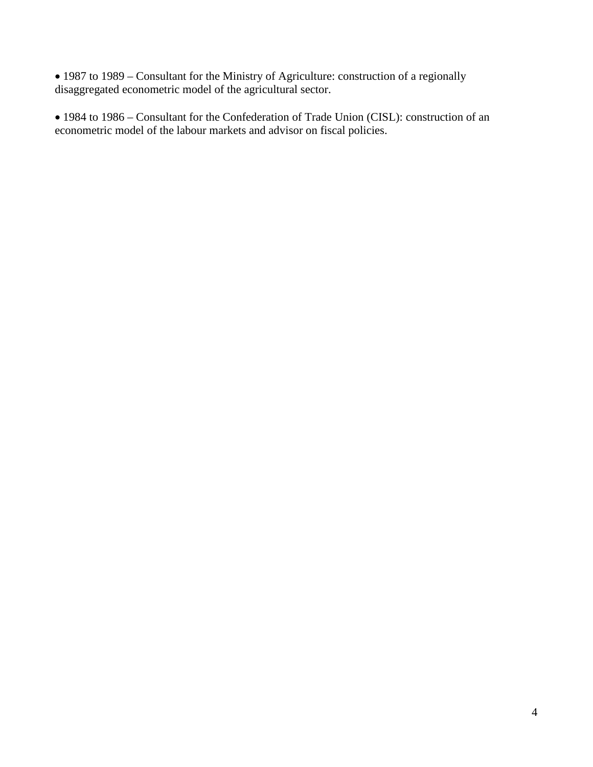- 1987 to 1989 – Consultant for the Ministry of Agriculture: construction of a regionally disaggregated econometric model of the agricultural sector.

- 1984 to 1986 – Consultant for the Confederation of Trade Union (CISL): construction of an econometric model of the labour markets and advisor on fiscal policies.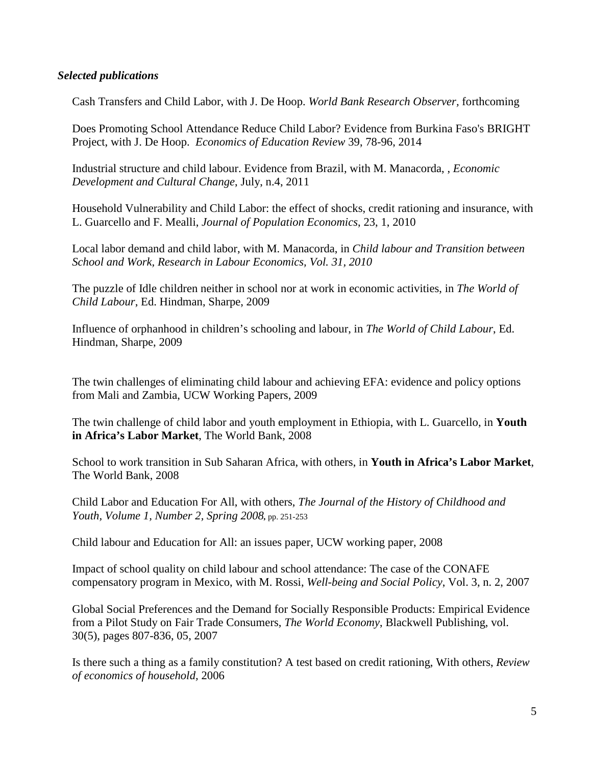***Selected publications***

Cash Transfers and Child Labor, with J. De Hoop. *World Bank Research Observer*, forthcoming

Does Promoting School Attendance Reduce Child Labor? Evidence from Burkina Faso's BRIGHT Project, with J. De Hoop. *Economics of Education Review* 39, 78-96, 2014

Industrial structure and child labour. Evidence from Brazil, with M. Manacorda, , *Economic Development and Cultural Change*, July, n.4, 2011

Household Vulnerability and Child Labor: the effect of shocks, credit rationing and insurance, with L. Guarcello and F. Mealli, *Journal of Population Economics*, 23, 1, 2010

Local labor demand and child labor, with M. Manacorda, in *Child labour and Transition between School and Work, Research in Labour Economics, Vol. 31, 2010*

The puzzle of Idle children neither in school nor at work in economic activities, in *The World of Child Labour*, Ed. Hindman, Sharpe, 2009

Influence of orphanhood in children's schooling and labour, in *The World of Child Labour*, Ed. Hindman, Sharpe, 2009

The twin challenges of eliminating child labour and achieving EFA: evidence and policy options from Mali and Zambia, UCW Working Papers, 2009

The twin challenge of child labor and youth employment in Ethiopia, with L. Guarcello, in **Youth in Africa's Labor Market**, The World Bank, 2008

School to work transition in Sub Saharan Africa, with others, in **Youth in Africa's Labor Market**, The World Bank, 2008

Child Labor and Education For All, with others, *The Journal of the History of Childhood and Youth, Volume 1, Number 2, Spring 2008*, pp. 251-253

Child labour and Education for All: an issues paper, UCW working paper, 2008

Impact of school quality on child labour and school attendance: The case of the CONAFE compensatory program in Mexico, with M. Rossi, *Well-being and Social Policy*, Vol. 3, n. 2, 2007

Global Social Preferences and the Demand for Socially Responsible Products: Empirical Evidence from a Pilot Study on Fair Trade Consumers, *The World Economy*, Blackwell Publishing, vol. 30(5), pages 807-836, 05, 2007

Is there such a thing as a family constitution? A test based on credit rationing, With others, *Review of economics of household*, 2006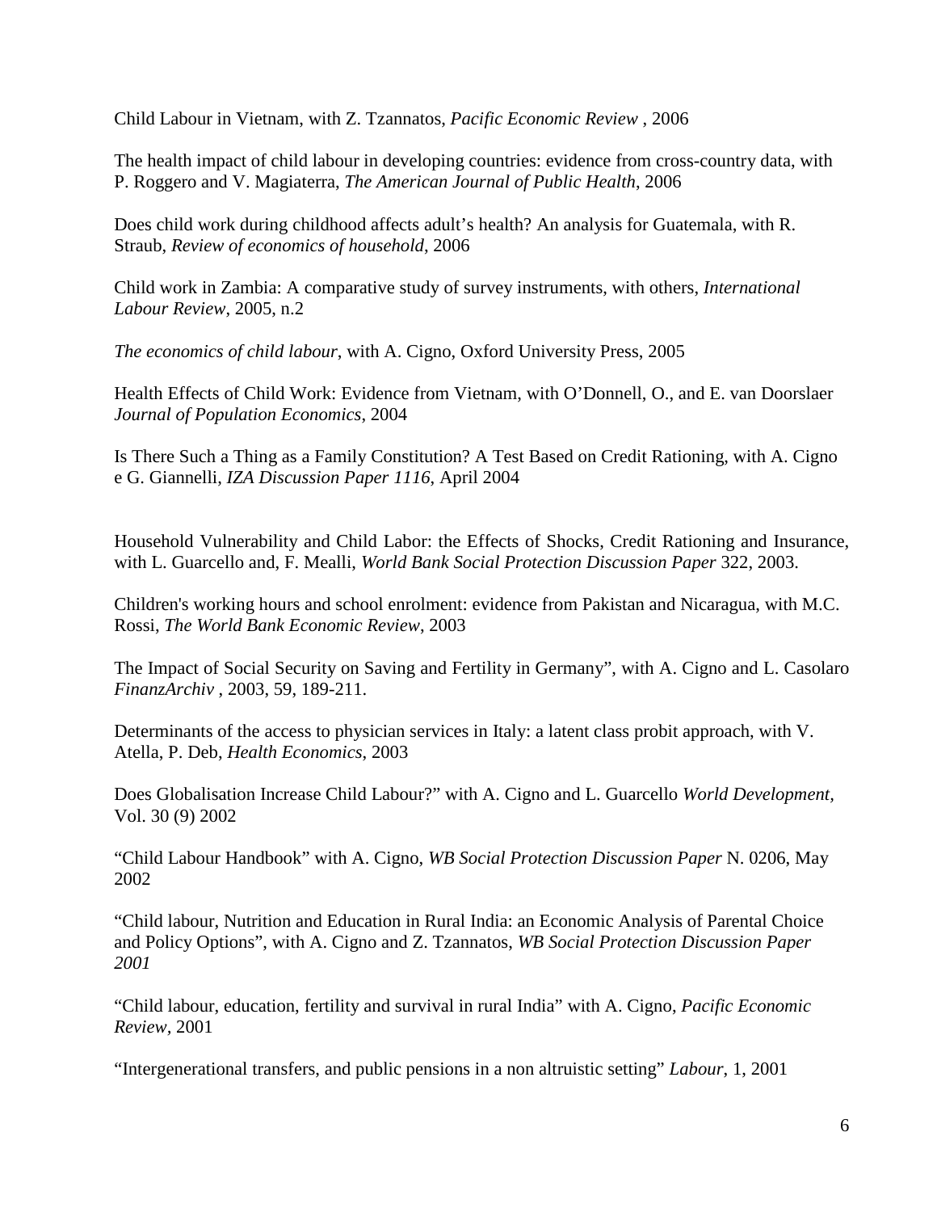Child Labour in Vietnam, with Z. Tzannatos, *Pacific Economic Review* , 2006

The health impact of child labour in developing countries: evidence from cross-country data, with P. Roggero and V. Magiaterra, *The American Journal of Public Health*, 2006

Does child work during childhood affects adult's health? An analysis for Guatemala, with R. Straub, *Review of economics of household*, 2006

Child work in Zambia: A comparative study of survey instruments, with others, *International Labour Review*, 2005, n.2

*The economics of child labour*, with A. Cigno, Oxford University Press, 2005

Health Effects of Child Work: Evidence from Vietnam, with O'Donnell, O., and E. van Doorslaer *Journal of Population Economics*, 2004

Is There Such a Thing as a Family Constitution? A Test Based on Credit Rationing, with A. Cigno e G. Giannelli, *IZA Discussion Paper 1116*, April 2004

Household Vulnerability and Child Labor: the Effects of Shocks, Credit Rationing and Insurance, with L. Guarcello and, F. Mealli, *World Bank Social Protection Discussion Paper* 322, 2003.

Children's working hours and school enrolment: evidence from Pakistan and Nicaragua, with M.C. Rossi, *The World Bank Economic Review*, 2003

The Impact of Social Security on Saving and Fertility in Germany", with A. Cigno and L. Casolaro *FinanzArchiv* , 2003, 59, 189-211.

Determinants of the access to physician services in Italy: a latent class probit approach, with V. Atella, P. Deb, *Health Economics*, 2003

Does Globalisation Increase Child Labour?" with A. Cigno and L. Guarcello *World Development*, Vol. 30 (9) 2002

"Child Labour Handbook" with A. Cigno, *WB Social Protection Discussion Paper* N. 0206, May 2002

"Child labour, Nutrition and Education in Rural India: an Economic Analysis of Parental Choice and Policy Options", with A. Cigno and Z. Tzannatos, *WB Social Protection Discussion Paper 2001*

"Child labour, education, fertility and survival in rural India" with A. Cigno, *Pacific Economic Review*, 2001

"Intergenerational transfers, and public pensions in a non altruistic setting" *Labour*, 1, 2001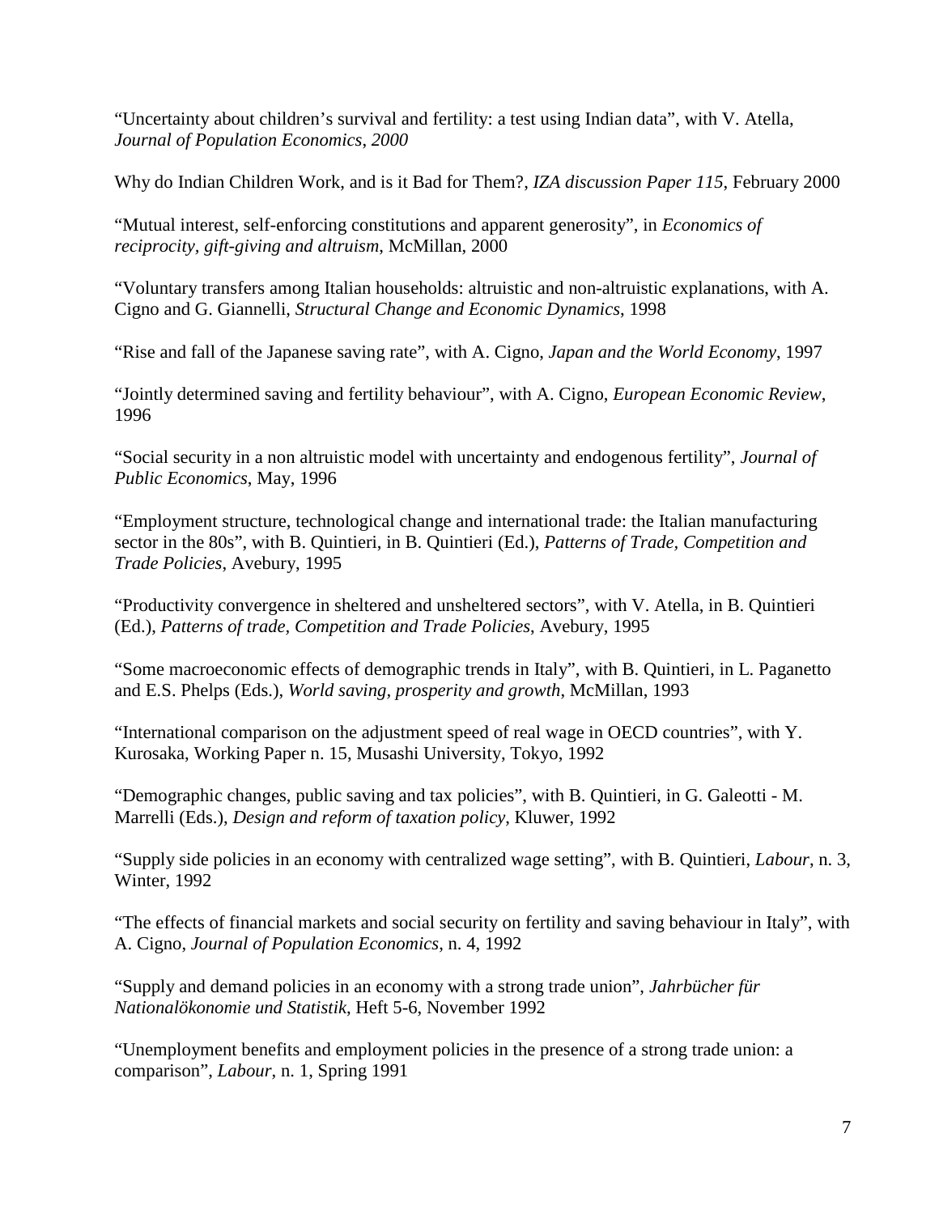“Uncertainty about children’s survival and fertility: a test using Indian data”, with V. Atella, *Journal of Population Economics*, *2000*

Why do Indian Children Work, and is it Bad for Them?, *IZA discussion Paper 115*, February 2000

“Mutual interest, self-enforcing constitutions and apparent generosity”, in *Economics of reciprocity, gift-giving and altruism*, McMillan, 2000

“Voluntary transfers among Italian households: altruistic and non-altruistic explanations, with A. Cigno and G. Giannelli, *Structural Change and Economic Dynamics*, 1998

“Rise and fall of the Japanese saving rate”, with A. Cigno, *Japan and the World Economy*, 1997

“Jointly determined saving and fertility behaviour”, with A. Cigno, *European Economic Review*, 1996

“Social security in a non altruistic model with uncertainty and endogenous fertility”, *Journal of Public Economics*, May, 1996

“Employment structure, technological change and international trade: the Italian manufacturing sector in the 80s”, with B. Quintieri, in B. Quintieri (Ed.), *Patterns of Trade, Competition and Trade Policies*, Avebury, 1995

“Productivity convergence in sheltered and unsheltered sectors”, with V. Atella, in B. Quintieri (Ed.), *Patterns of trade, Competition and Trade Policies*, Avebury, 1995

“Some macroeconomic effects of demographic trends in Italy”, with B. Quintieri, in L. Paganetto and E.S. Phelps (Eds.), *World saving, prosperity and growth*, McMillan, 1993

“International comparison on the adjustment speed of real wage in OECD countries”, with Y. Kurosaka, Working Paper n. 15, Musashi University, Tokyo, 1992

“Demographic changes, public saving and tax policies”, with B. Quintieri, in G. Galeotti - M. Marrelli (Eds.), *Design and reform of taxation policy*, Kluwer, 1992

“Supply side policies in an economy with centralized wage setting”, with B. Quintieri, *Labour*, n. 3, Winter, 1992

“The effects of financial markets and social security on fertility and saving behaviour in Italy”, with A. Cigno, *Journal of Population Economics*, n. 4, 1992

“Supply and demand policies in an economy with a strong trade union”, *Jahrbücher für Nationalökonomie und Statistik*, Heft 5-6, November 1992

“Unemployment benefits and employment policies in the presence of a strong trade union: a comparison”, *Labour*, n. 1, Spring 1991